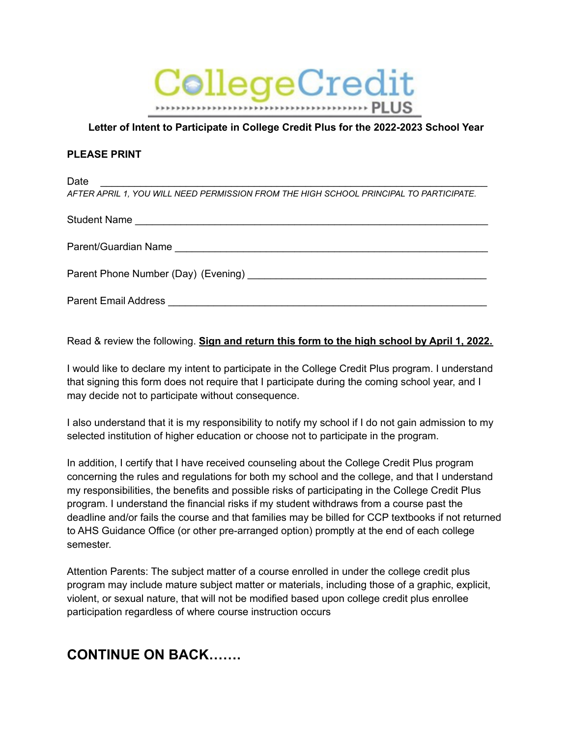# College Credit PLUS

**Letter of Intent to Participate in College Credit Plus for the 2022-2023 School Year**

**PLEASE PRINT**

Date ______________________________________________________________

*AFTER APRIL 1, YOU WILL NEED PERMISSION FROM THE HIGH SCHOOL PRINCIPAL TO PARTICIPATE.*

Student Name ______________________________________________________

Parent/Guardian Name _______________________________________________

Parent Phone Number (Day) (Evening) ___________________________________

Parent Email Address ________________________________________________

Read & review the following. **<u>Sign and return this form to the high school by April 1, 2022.</u>**

I would like to declare my intent to participate in the College Credit Plus program. I understand that signing this form does not require that I participate during the coming school year, and I may decide not to participate without consequence.

I also understand that it is my responsibility to notify my school if I do not gain admission to my selected institution of higher education or choose not to participate in the program.

In addition, I certify that I have received counseling about the College Credit Plus program concerning the rules and regulations for both my school and the college, and that I understand my responsibilities, the benefits and possible risks of participating in the College Credit Plus program. I understand the financial risks if my student withdraws from a course past the deadline and/or fails the course and that families may be billed for CCP textbooks if not returned to AHS Guidance Office (or other pre-arranged option) promptly at the end of each college semester.

Attention Parents: The subject matter of a course enrolled in under the college credit plus program may include mature subject matter or materials, including those of a graphic, explicit, violent, or sexual nature, that will not be modified based upon college credit plus enrollee participation regardless of where course instruction occurs

## CONTINUE ON BACK.......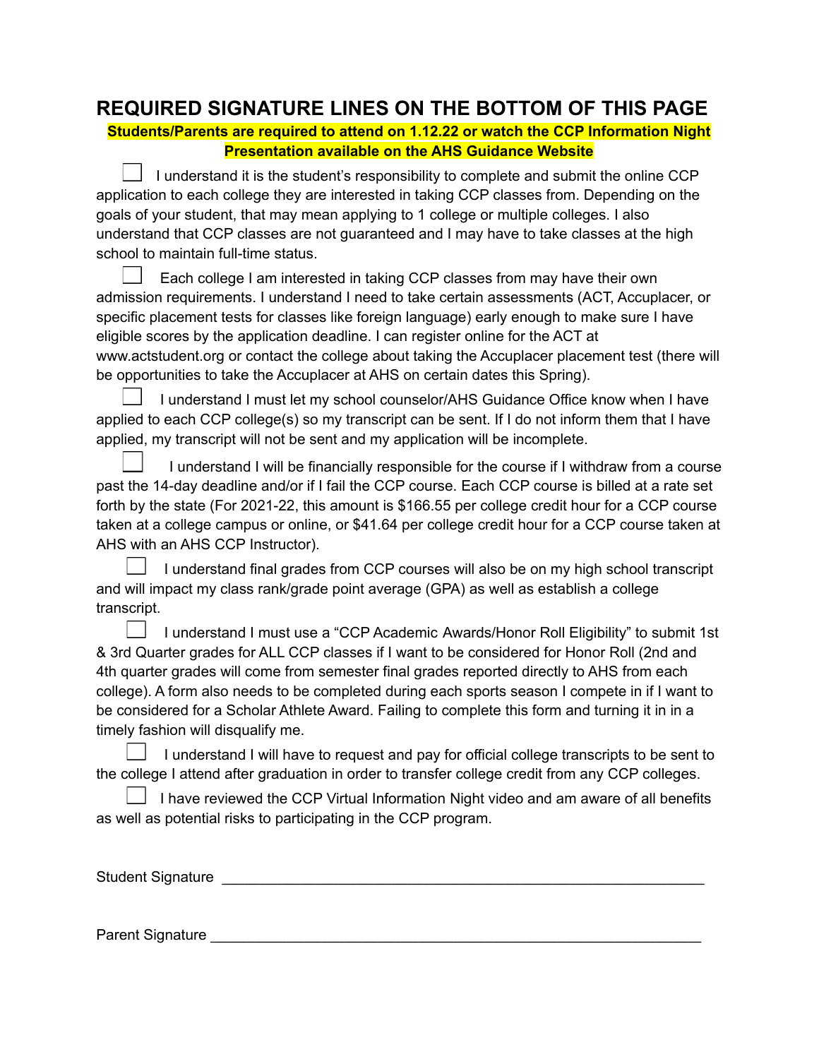# REQUIRED SIGNATURE LINES ON THE BOTTOM OF THIS PAGE

**Students/Parents are required to attend on 1.12.22 or watch the CCP Information Night Presentation available on the AHS Guidance Website**

- [ ] I understand it is the student's responsibility to complete and submit the online CCP application to each college they are interested in taking CCP classes from. Depending on the goals of your student, that may mean applying to 1 college or multiple colleges. I also understand that CCP classes are not guaranteed and I may have to take classes at the high school to maintain full-time status.

- [ ] Each college I am interested in taking CCP classes from may have their own admission requirements. I understand I need to take certain assessments (ACT, Accuplacer, or specific placement tests for classes like foreign language) early enough to make sure I have eligible scores by the application deadline. I can register online for the ACT at www.actstudent.org or contact the college about taking the Accuplacer placement test (there will be opportunities to take the Accuplacer at AHS on certain dates this Spring).

- [ ] I understand I must let my school counselor/AHS Guidance Office know when I have applied to each CCP college(s) so my transcript can be sent. If I do not inform them that I have applied, my transcript will not be sent and my application will be incomplete.

- [ ] I understand I will be financially responsible for the course if I withdraw from a course past the 14-day deadline and/or if I fail the CCP course. Each CCP course is billed at a rate set forth by the state (For 2021-22, this amount is $166.55 per college credit hour for a CCP course taken at a college campus or online, or $41.64 per college credit hour for a CCP course taken at AHS with an AHS CCP Instructor).

- [ ] I understand final grades from CCP courses will also be on my high school transcript and will impact my class rank/grade point average (GPA) as well as establish a college transcript.

- [ ] I understand I must use a "CCP Academic Awards/Honor Roll Eligibility" to submit 1st & 3rd Quarter grades for ALL CCP classes if I want to be considered for Honor Roll (2nd and 4th quarter grades will come from semester final grades reported directly to AHS from each college). A form also needs to be completed during each sports season I compete in if I want to be considered for a Scholar Athlete Award. Failing to complete this form and turning it in in a timely fashion will disqualify me.

- [ ] I understand I will have to request and pay for official college transcripts to be sent to the college I attend after graduation in order to transfer college credit from any CCP colleges.

- [ ] I have reviewed the CCP Virtual Information Night video and am aware of all benefits as well as potential risks to participating in the CCP program.

Student Signature ____________________________________________________________

Parent Signature ____________________________________________________________